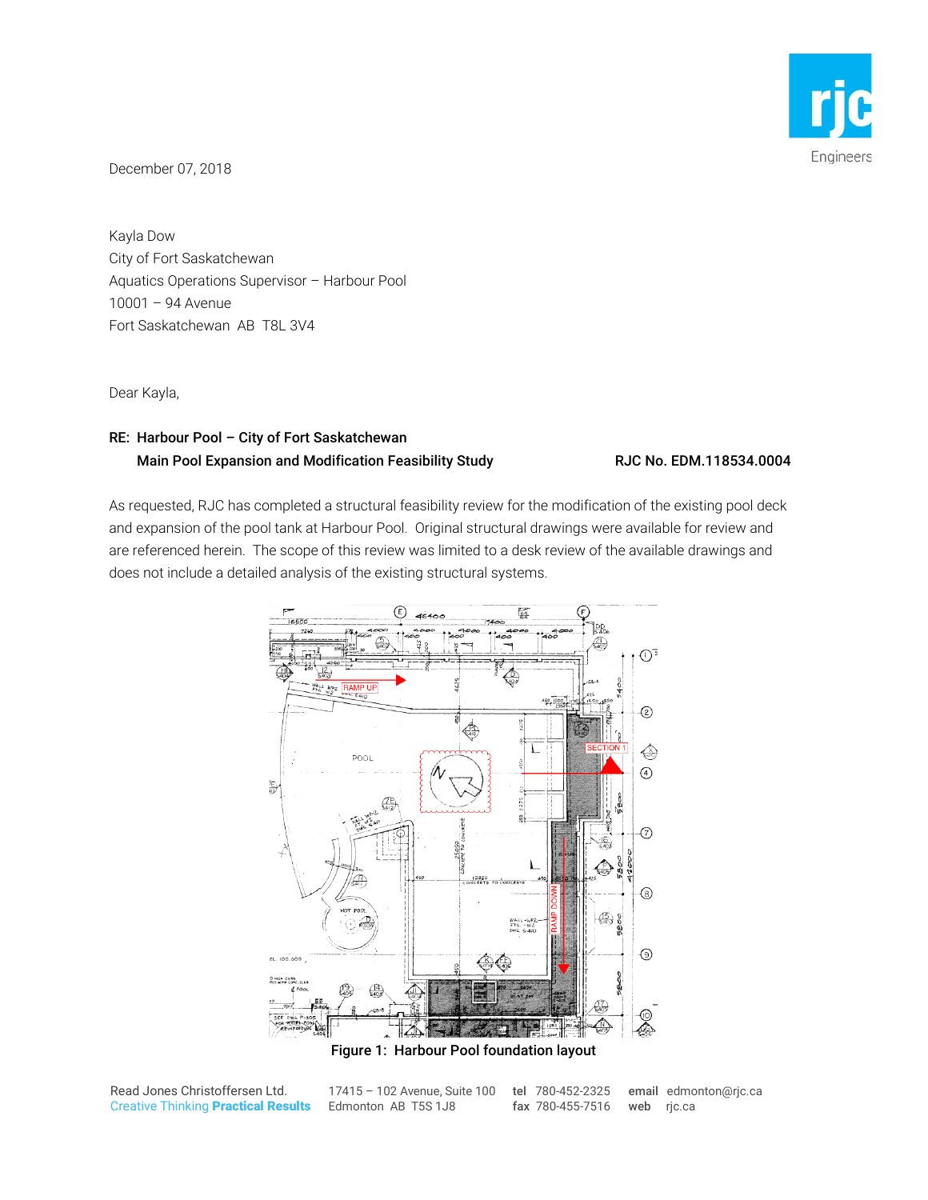December 07, 2018

Kayla Dow
City of Fort Saskatchewan
Aquatics Operations Supervisor – Harbour Pool
10001 – 94 Avenue
Fort Saskatchewan AB T8L 3V4

Dear Kayla,

**RE: Harbour Pool – City of Fort Saskatchewan**
**Main Pool Expansion and Modification Feasibility Study** **RJC No. EDM.118534.0004**

As requested, RJC has completed a structural feasibility review for the modification of the existing pool deck and expansion of the pool tank at Harbour Pool. Original structural drawings were available for review and are referenced herein. The scope of this review was limited to a desk review of the available drawings and does not include a detailed analysis of the existing structural systems.

Figure 1: Harbour Pool foundation layout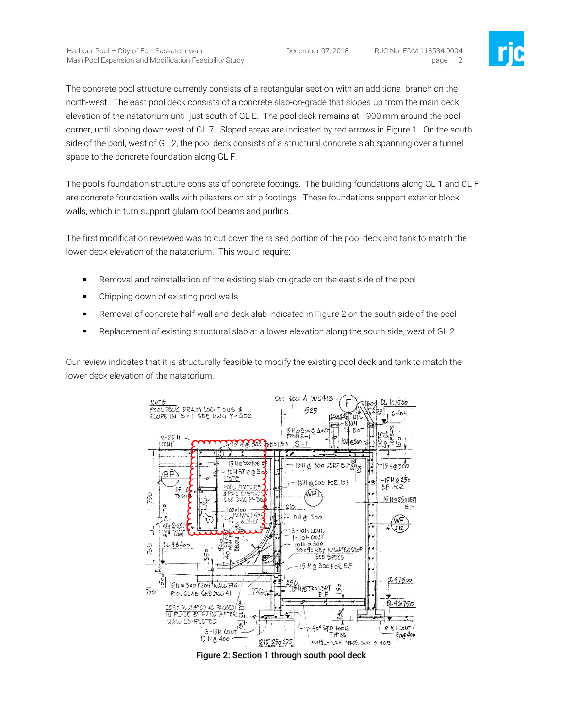The concrete pool structure currently consists of a rectangular section with an additional branch on the north-west. The east pool deck consists of a concrete slab-on-grade that slopes up from the main deck elevation of the natatorium until just south of GL E. The pool deck remains at +900 mm around the pool corner, until sloping down west of GL 7. Sloped areas are indicated by red arrows in Figure 1. On the south side of the pool, west of GL 2, the pool deck consists of a structural concrete slab spanning over a tunnel space to the concrete foundation along GL F.

The pool's foundation structure consists of concrete footings. The building foundations along GL 1 and GL F are concrete foundation walls with pilasters on strip footings. These foundations support exterior block walls, which in turn support glulam roof beams and purlins.

The first modification reviewed was to cut down the raised portion of the pool deck and tank to match the lower deck elevation of the natatorium. This would require:

- Removal and reinstallation of the existing slab-on-grade on the east side of the pool
- Chipping down of existing pool walls
- Removal of concrete half-wall and deck slab indicated in Figure 2 on the south side of the pool
- Replacement of existing structural slab at a lower elevation along the south side, west of GL 2

Our review indicates that it is structurally feasible to modify the existing pool deck and tank to match the lower deck elevation of the natatorium.

Figure 2: Section 1 through south pool deck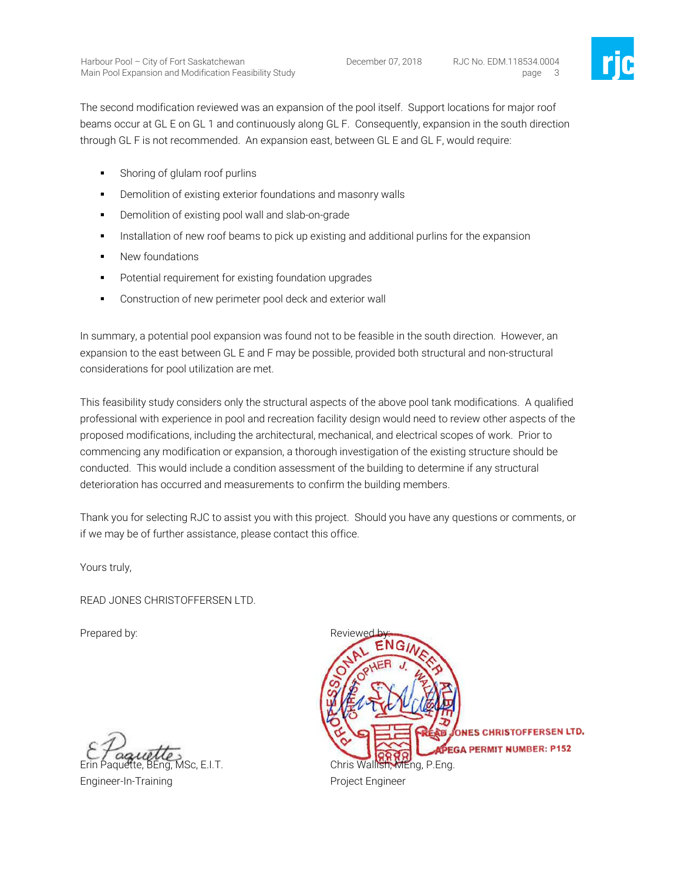The second modification reviewed was an expansion of the pool itself. Support locations for major roof beams occur at GL E on GL 1 and continuously along GL F. Consequently, expansion in the south direction through GL F is not recommended. An expansion east, between GL E and GL F, would require:

- Shoring of glulam roof purlins
- Demolition of existing exterior foundations and masonry walls
- Demolition of existing pool wall and slab-on-grade
- Installation of new roof beams to pick up existing and additional purlins for the expansion
- New foundations
- Potential requirement for existing foundation upgrades
- Construction of new perimeter pool deck and exterior wall

In summary, a potential pool expansion was found not to be feasible in the south direction. However, an expansion to the east between GL E and F may be possible, provided both structural and non-structural considerations for pool utilization are met.

This feasibility study considers only the structural aspects of the above pool tank modifications. A qualified professional with experience in pool and recreation facility design would need to review other aspects of the proposed modifications, including the architectural, mechanical, and electrical scopes of work. Prior to commencing any modification or expansion, a thorough investigation of the existing structure should be conducted. This would include a condition assessment of the building to determine if any structural deterioration has occurred and measurements to confirm the building members.

Thank you for selecting RJC to assist you with this project. Should you have any questions or comments, or if we may be of further assistance, please contact this office.

Yours truly,

READ JONES CHRISTOFFERSEN LTD.

Prepared by:

Erin Paquette, BEng, MSc, E.I.T.
Engineer-In-Training

Reviewed by:

PROFESSIONAL ENGINEER
CHRISTOPHER J. WALLISH
ALBERTA

READ JONES CHRISTOFFERSEN LTD.
APEGA PERMIT NUMBER: P152

Chris Wallish, MEng, P.Eng.
Project Engineer